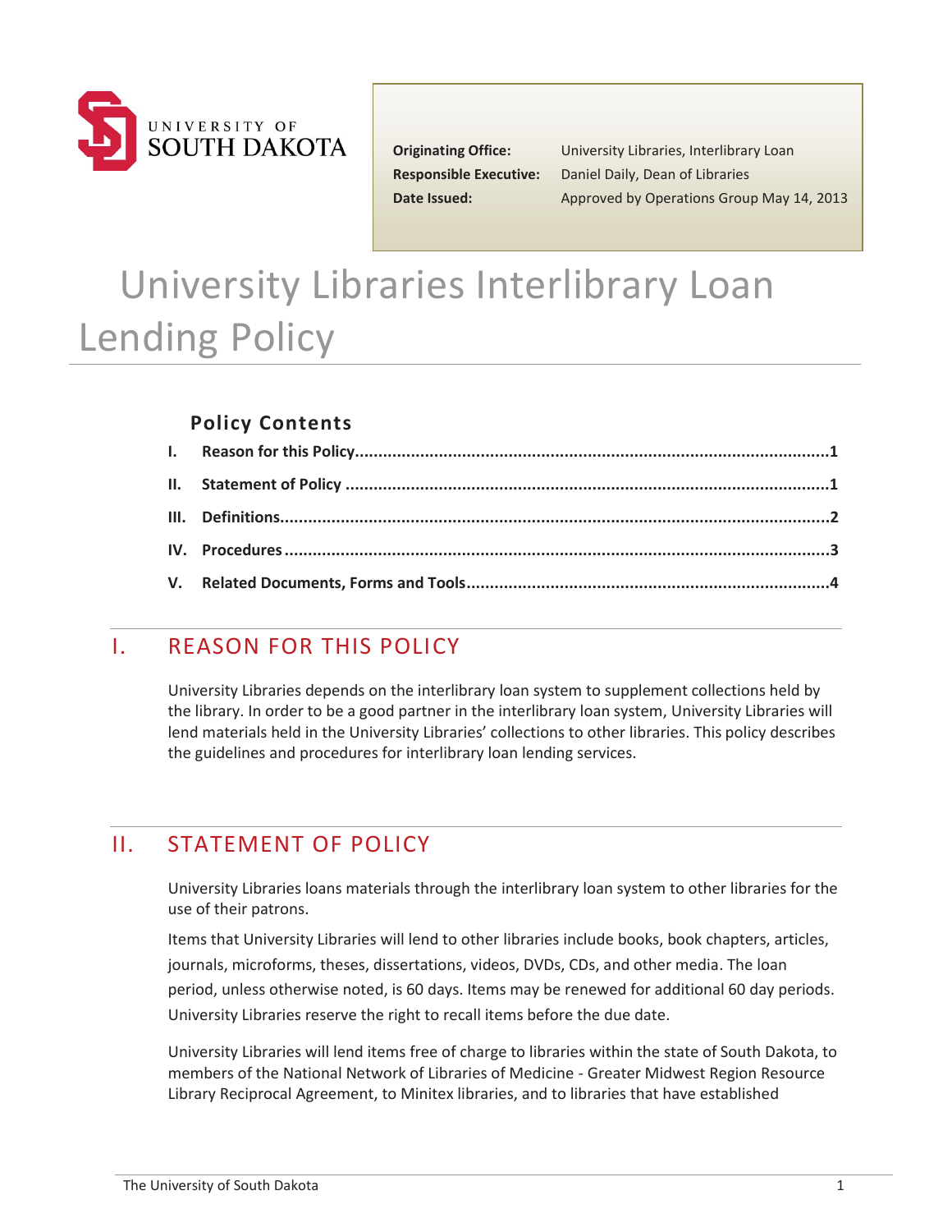| | |
|---|---|
| **Originating Office:** | University Libraries, Interlibrary Loan |
| **Responsible Executive:** | Daniel Daily, Dean of Libraries |
| **Date Issued:** | Approved by Operations Group May 14, 2013 |

# University Libraries Interlibrary Loan Lending Policy

### Policy Contents

- **I. Reason for this Policy** ... 1
- **II. Statement of Policy** ... 1
- **III. Definitions** ... 2
- **IV. Procedures** ... 3
- **V. Related Documents, Forms and Tools** ... 4

## I. REASON FOR THIS POLICY

University Libraries depends on the interlibrary loan system to supplement collections held by the library. In order to be a good partner in the interlibrary loan system, University Libraries will lend materials held in the University Libraries' collections to other libraries. This policy describes the guidelines and procedures for interlibrary loan lending services.

## II. STATEMENT OF POLICY

University Libraries loans materials through the interlibrary loan system to other libraries for the use of their patrons.

Items that University Libraries will lend to other libraries include books, book chapters, articles, journals, microforms, theses, dissertations, videos, DVDs, CDs, and other media. The loan period, unless otherwise noted, is 60 days. Items may be renewed for additional 60 day periods. University Libraries reserve the right to recall items before the due date.

University Libraries will lend items free of charge to libraries within the state of South Dakota, to members of the National Network of Libraries of Medicine - Greater Midwest Region Resource Library Reciprocal Agreement, to Minitex libraries, and to libraries that have established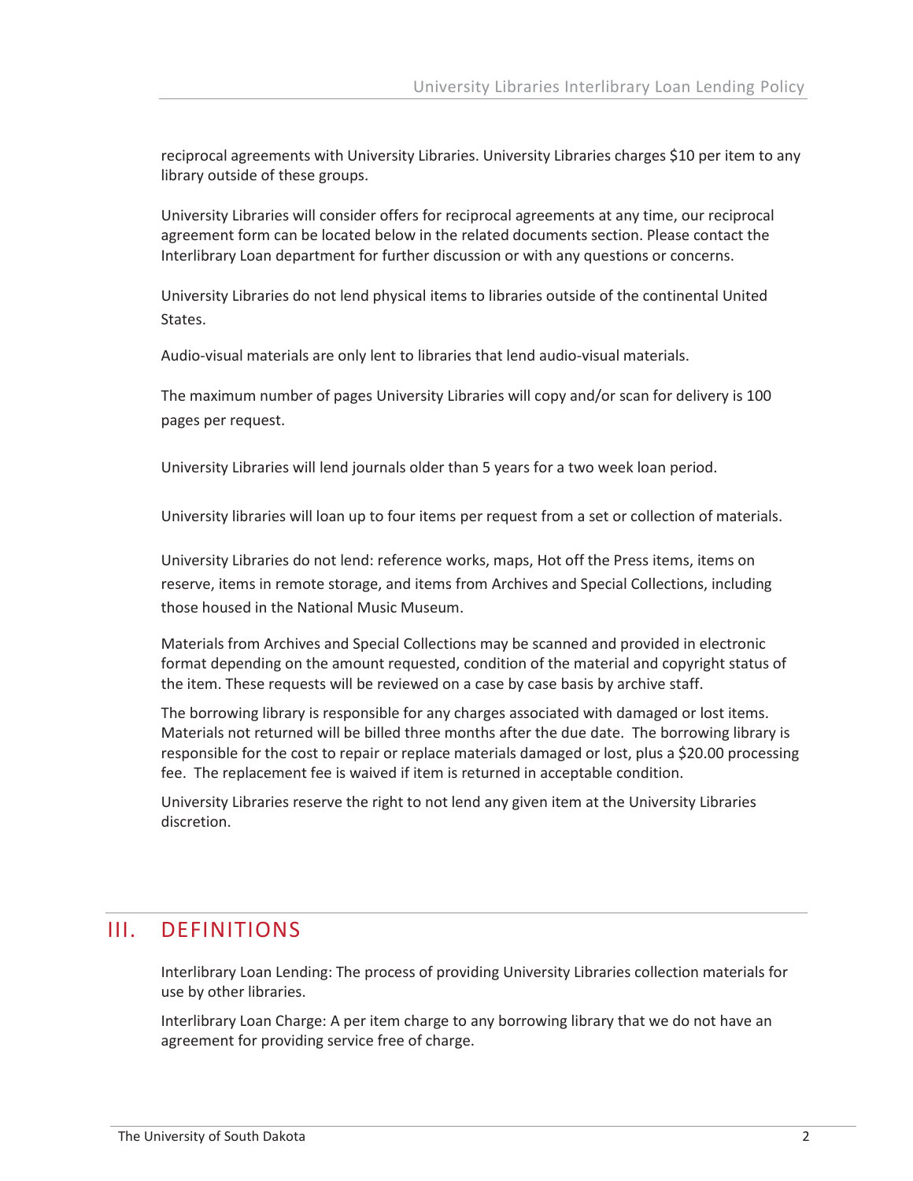reciprocal agreements with University Libraries. University Libraries charges $10 per item to any library outside of these groups.

University Libraries will consider offers for reciprocal agreements at any time, our reciprocal agreement form can be located below in the related documents section. Please contact the Interlibrary Loan department for further discussion or with any questions or concerns.

University Libraries do not lend physical items to libraries outside of the continental United States.

Audio-visual materials are only lent to libraries that lend audio-visual materials.

The maximum number of pages University Libraries will copy and/or scan for delivery is 100 pages per request.

University Libraries will lend journals older than 5 years for a two week loan period.

University libraries will loan up to four items per request from a set or collection of materials.

University Libraries do not lend: reference works, maps, Hot off the Press items, items on reserve, items in remote storage, and items from Archives and Special Collections, including those housed in the National Music Museum.

Materials from Archives and Special Collections may be scanned and provided in electronic format depending on the amount requested, condition of the material and copyright status of the item. These requests will be reviewed on a case by case basis by archive staff.

The borrowing library is responsible for any charges associated with damaged or lost items. Materials not returned will be billed three months after the due date. The borrowing library is responsible for the cost to repair or replace materials damaged or lost, plus a $20.00 processing fee. The replacement fee is waived if item is returned in acceptable condition.

University Libraries reserve the right to not lend any given item at the University Libraries discretion.

## III. DEFINITIONS

Interlibrary Loan Lending: The process of providing University Libraries collection materials for use by other libraries.

Interlibrary Loan Charge: A per item charge to any borrowing library that we do not have an agreement for providing service free of charge.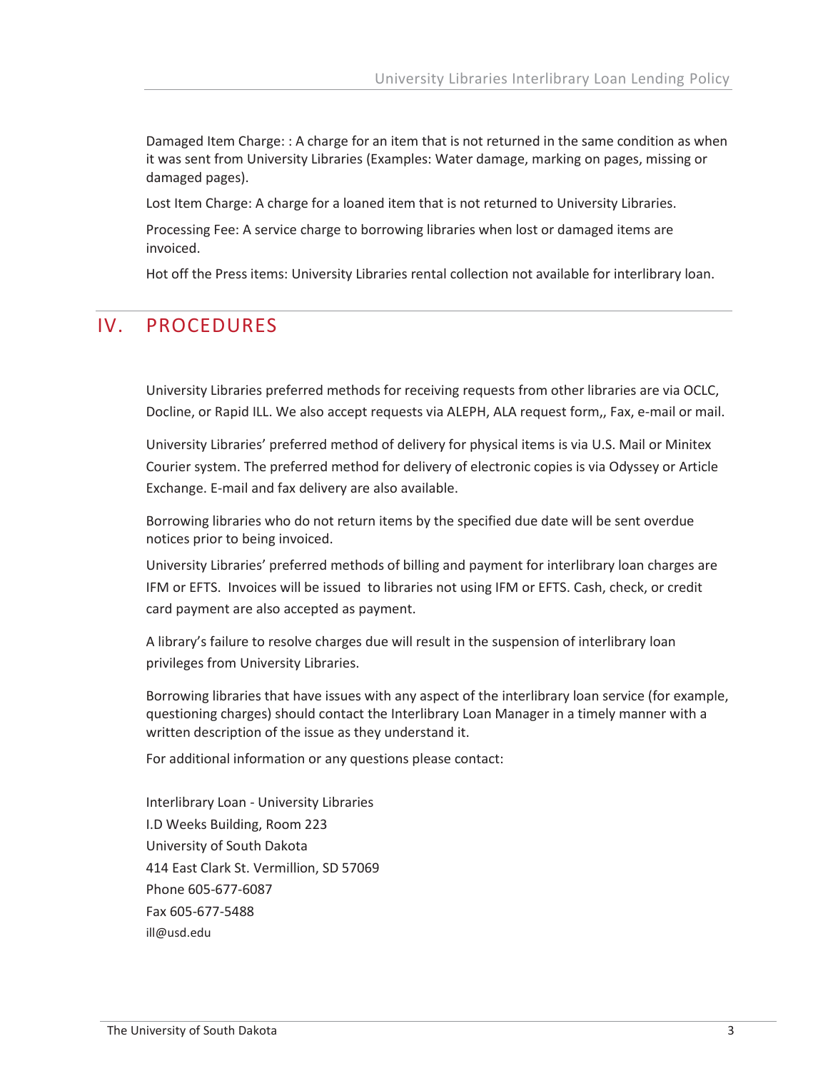Damaged Item Charge: : A charge for an item that is not returned in the same condition as when it was sent from University Libraries (Examples: Water damage, marking on pages, missing or damaged pages).

Lost Item Charge: A charge for a loaned item that is not returned to University Libraries.

Processing Fee: A service charge to borrowing libraries when lost or damaged items are invoiced.

Hot off the Press items: University Libraries rental collection not available for interlibrary loan.

## IV. PROCEDURES

University Libraries preferred methods for receiving requests from other libraries are via OCLC, Docline, or Rapid ILL. We also accept requests via ALEPH, ALA request form,, Fax, e-mail or mail.

University Libraries' preferred method of delivery for physical items is via U.S. Mail or Minitex Courier system. The preferred method for delivery of electronic copies is via Odyssey or Article Exchange. E-mail and fax delivery are also available.

Borrowing libraries who do not return items by the specified due date will be sent overdue notices prior to being invoiced.

University Libraries' preferred methods of billing and payment for interlibrary loan charges are IFM or EFTS. Invoices will be issued to libraries not using IFM or EFTS. Cash, check, or credit card payment are also accepted as payment.

A library's failure to resolve charges due will result in the suspension of interlibrary loan privileges from University Libraries.

Borrowing libraries that have issues with any aspect of the interlibrary loan service (for example, questioning charges) should contact the Interlibrary Loan Manager in a timely manner with a written description of the issue as they understand it.

For additional information or any questions please contact:

Interlibrary Loan - University Libraries  
I.D Weeks Building, Room 223  
University of South Dakota  
414 East Clark St. Vermillion, SD 57069  
Phone 605-677-6087  
Fax 605-677-5488  
ill@usd.edu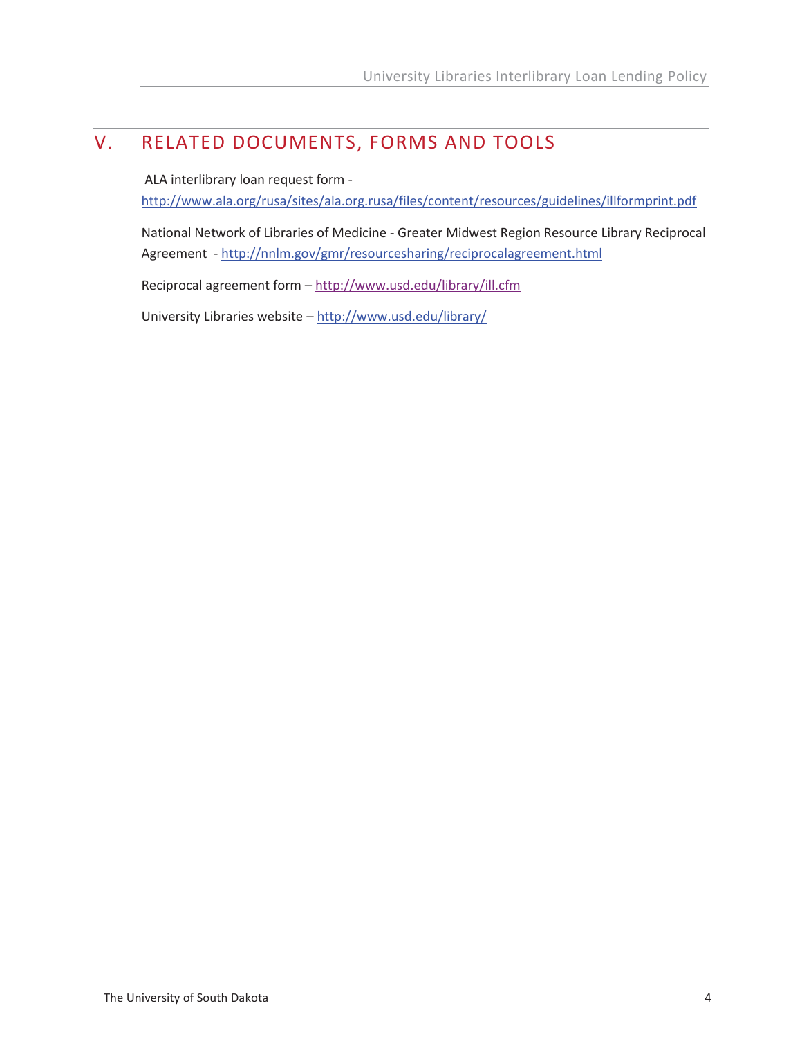# V. RELATED DOCUMENTS, FORMS AND TOOLS

ALA interlibrary loan request form - http://www.ala.org/rusa/sites/ala.org.rusa/files/content/resources/guidelines/illformprint.pdf

National Network of Libraries of Medicine - Greater Midwest Region Resource Library Reciprocal Agreement - http://nnlm.gov/gmr/resourcesharing/reciprocalagreement.html

Reciprocal agreement form – http://www.usd.edu/library/ill.cfm

University Libraries website – http://www.usd.edu/library/